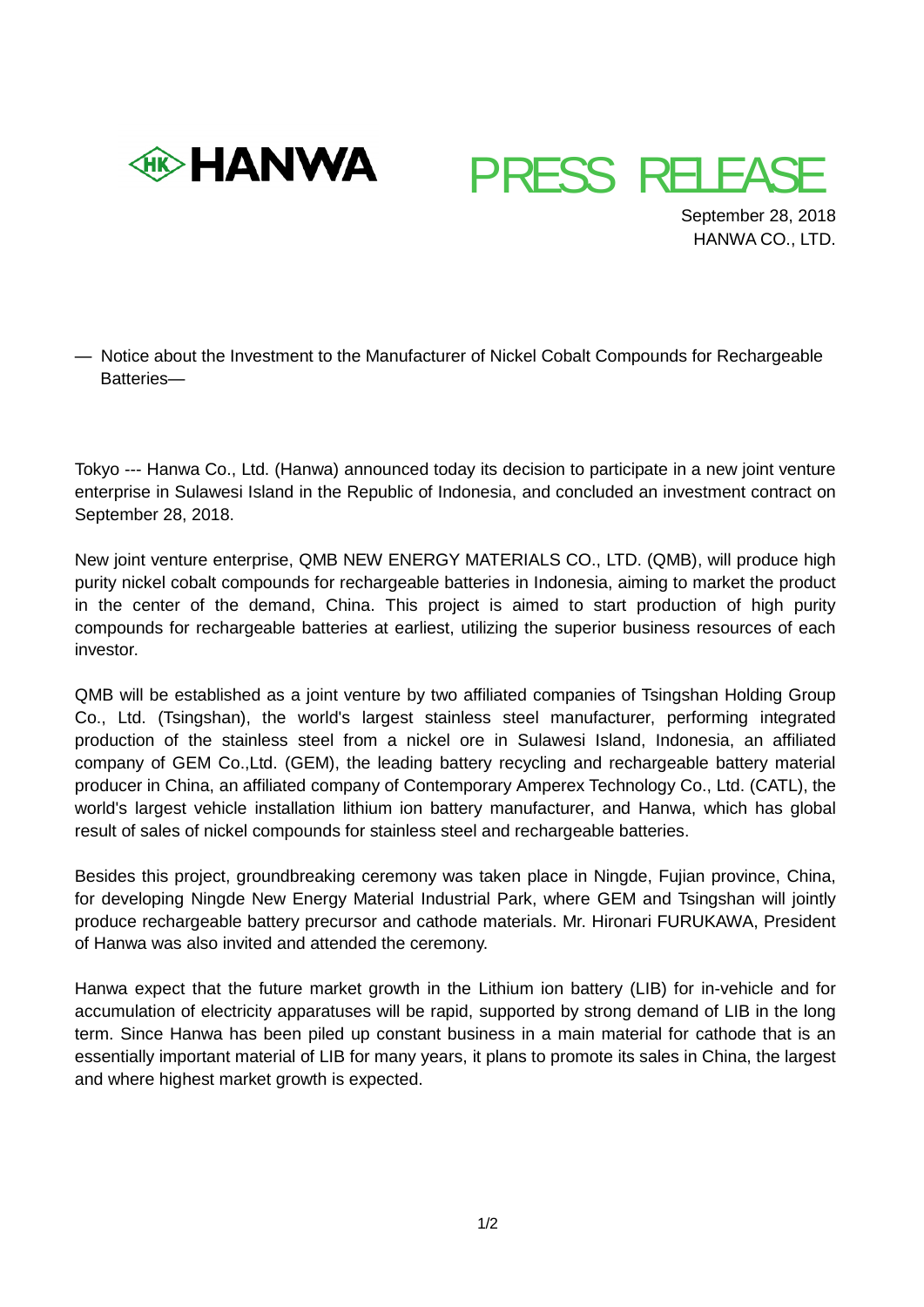HANWA

# PRESS RELEASE

September 28, 2018
HANWA CO., LTD.

— Notice about the Investment to the Manufacturer of Nickel Cobalt Compounds for Rechargeable Batteries—

Tokyo --- Hanwa Co., Ltd. (Hanwa) announced today its decision to participate in a new joint venture enterprise in Sulawesi Island in the Republic of Indonesia, and concluded an investment contract on September 28, 2018.

New joint venture enterprise, QMB NEW ENERGY MATERIALS CO., LTD. (QMB), will produce high purity nickel cobalt compounds for rechargeable batteries in Indonesia, aiming to market the product in the center of the demand, China. This project is aimed to start production of high purity compounds for rechargeable batteries at earliest, utilizing the superior business resources of each investor.

QMB will be established as a joint venture by two affiliated companies of Tsingshan Holding Group Co., Ltd. (Tsingshan), the world's largest stainless steel manufacturer, performing integrated production of the stainless steel from a nickel ore in Sulawesi Island, Indonesia, an affiliated company of GEM Co.,Ltd. (GEM), the leading battery recycling and rechargeable battery material producer in China, an affiliated company of Contemporary Amperex Technology Co., Ltd. (CATL), the world's largest vehicle installation lithium ion battery manufacturer, and Hanwa, which has global result of sales of nickel compounds for stainless steel and rechargeable batteries.

Besides this project, groundbreaking ceremony was taken place in Ningde, Fujian province, China, for developing Ningde New Energy Material Industrial Park, where GEM and Tsingshan will jointly produce rechargeable battery precursor and cathode materials. Mr. Hironari FURUKAWA, President of Hanwa was also invited and attended the ceremony.

Hanwa expect that the future market growth in the Lithium ion battery (LIB) for in-vehicle and for accumulation of electricity apparatuses will be rapid, supported by strong demand of LIB in the long term. Since Hanwa has been piled up constant business in a main material for cathode that is an essentially important material of LIB for many years, it plans to promote its sales in China, the largest and where highest market growth is expected.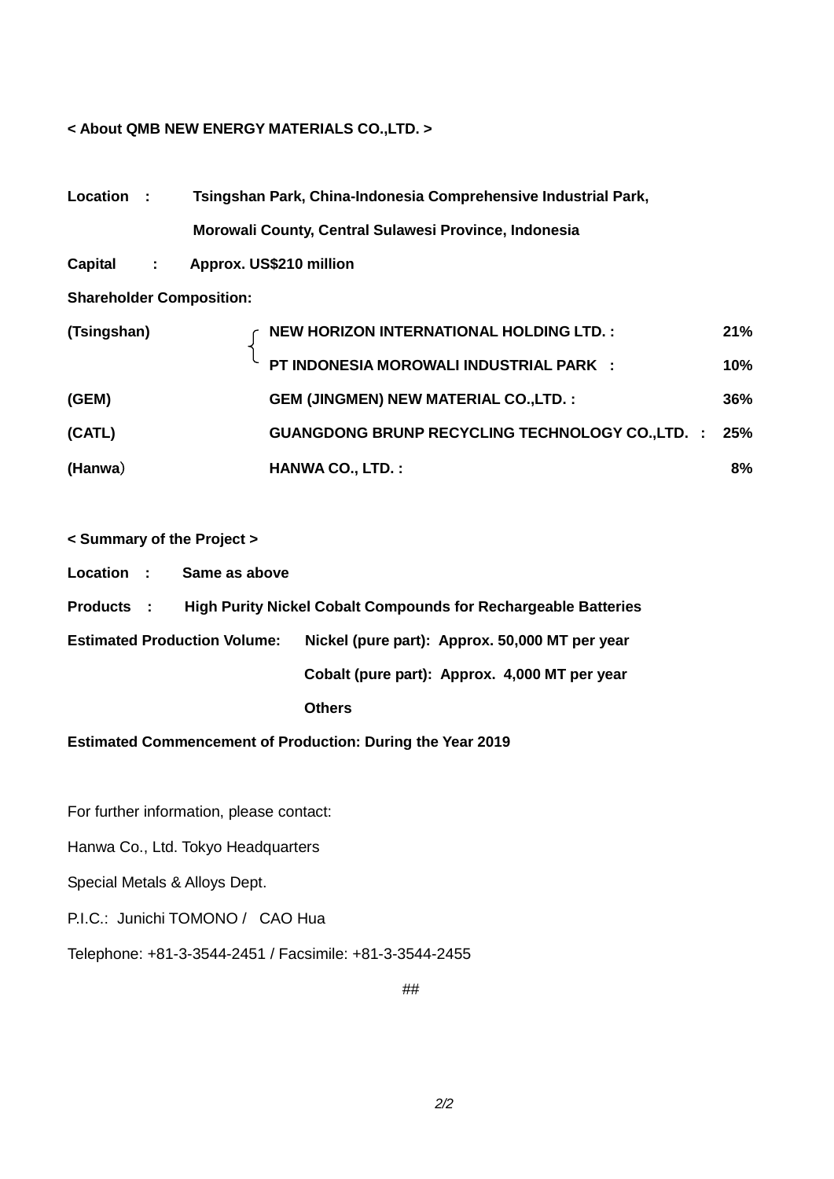**< About QMB NEW ENERGY MATERIALS CO.,LTD. >**

**Location : Tsingshan Park, China-Indonesia Comprehensive Industrial Park, Morowali County, Central Sulawesi Province, Indonesia**

**Capital : Approx. US$210 million**

**Shareholder Composition:**

| | | |
|---|---|---|
| **(Tsingshan)** | **NEW HORIZON INTERNATIONAL HOLDING LTD. :** | **21%** |
| | **PT INDONESIA MOROWALI INDUSTRIAL PARK :** | **10%** |
| **(GEM)** | **GEM (JINGMEN) NEW MATERIAL CO.,LTD. :** | **36%** |
| **(CATL)** | **GUANGDONG BRUNP RECYCLING TECHNOLOGY CO.,LTD. :** | **25%** |
| **(Hanwa)** | **HANWA CO., LTD. :** | **8%** |

**< Summary of the Project >**

**Location : Same as above**

**Products : High Purity Nickel Cobalt Compounds for Rechargeable Batteries**

**Estimated Production Volume: Nickel (pure part): Approx. 50,000 MT per year**

**Cobalt (pure part): Approx. 4,000 MT per year**

**Others**

**Estimated Commencement of Production: During the Year 2019**

For further information, please contact:

Hanwa Co., Ltd. Tokyo Headquarters

Special Metals & Alloys Dept.

P.I.C.: Junichi TOMONO / CAO Hua

Telephone: +81-3-3544-2451 / Facsimile: +81-3-3544-2455

##